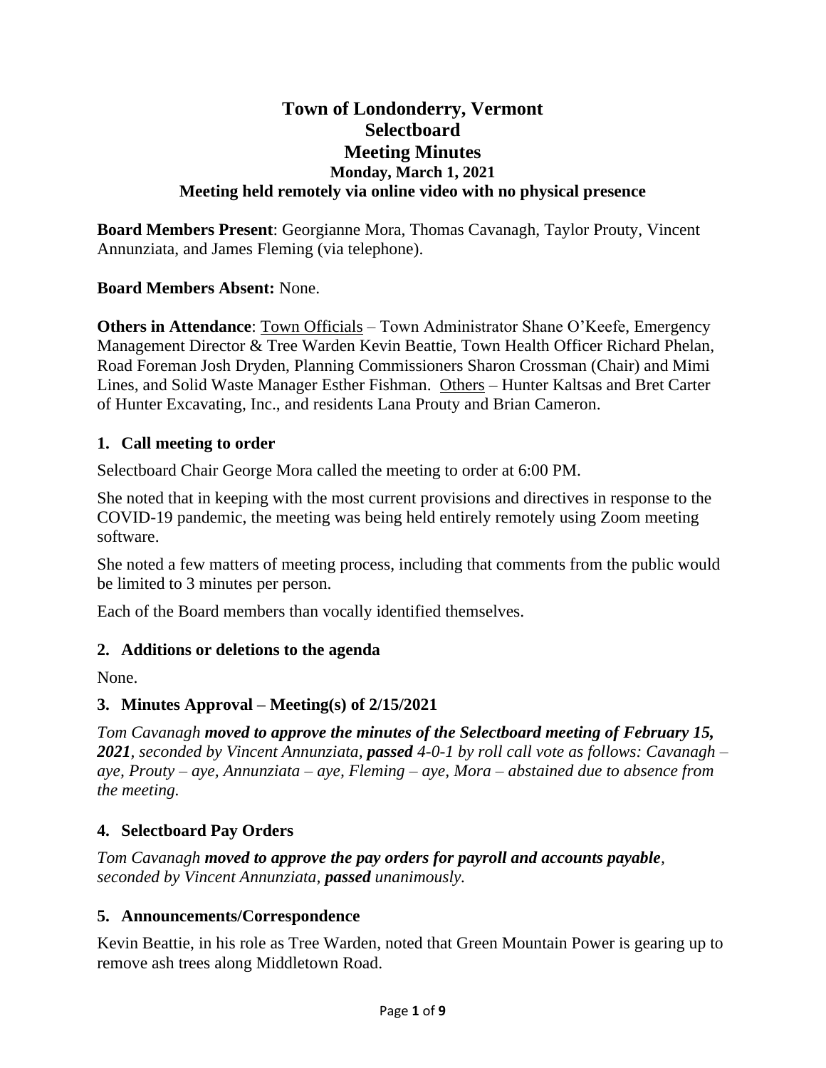# Town of Londonderry, Vermont
# Selectboard
# Meeting Minutes

### Monday, March 1, 2021
### Meeting held remotely via online video with no physical presence

**Board Members Present**: Georgianne Mora, Thomas Cavanagh, Taylor Prouty, Vincent Annunziata, and James Fleming (via telephone).

**Board Members Absent:** None.

**Others in Attendance**: Town Officials – Town Administrator Shane O'Keefe, Emergency Management Director & Tree Warden Kevin Beattie, Town Health Officer Richard Phelan, Road Foreman Josh Dryden, Planning Commissioners Sharon Crossman (Chair) and Mimi Lines, and Solid Waste Manager Esther Fishman. Others – Hunter Kaltsas and Bret Carter of Hunter Excavating, Inc., and residents Lana Prouty and Brian Cameron.

## 1. Call meeting to order

Selectboard Chair George Mora called the meeting to order at 6:00 PM.

She noted that in keeping with the most current provisions and directives in response to the COVID-19 pandemic, the meeting was being held entirely remotely using Zoom meeting software.

She noted a few matters of meeting process, including that comments from the public would be limited to 3 minutes per person.

Each of the Board members than vocally identified themselves.

## 2. Additions or deletions to the agenda

None.

## 3. Minutes Approval – Meeting(s) of 2/15/2021

*Tom Cavanagh* ***moved to approve the minutes of the Selectboard meeting of February 15, 2021****, seconded by Vincent Annunziata,* ***passed*** *4-0-1 by roll call vote as follows: Cavanagh – aye, Prouty – aye, Annunziata – aye, Fleming – aye, Mora – abstained due to absence from the meeting.*

## 4. Selectboard Pay Orders

*Tom Cavanagh* ***moved to approve the pay orders for payroll and accounts payable****, seconded by Vincent Annunziata,* ***passed*** *unanimously.*

## 5. Announcements/Correspondence

Kevin Beattie, in his role as Tree Warden, noted that Green Mountain Power is gearing up to remove ash trees along Middletown Road.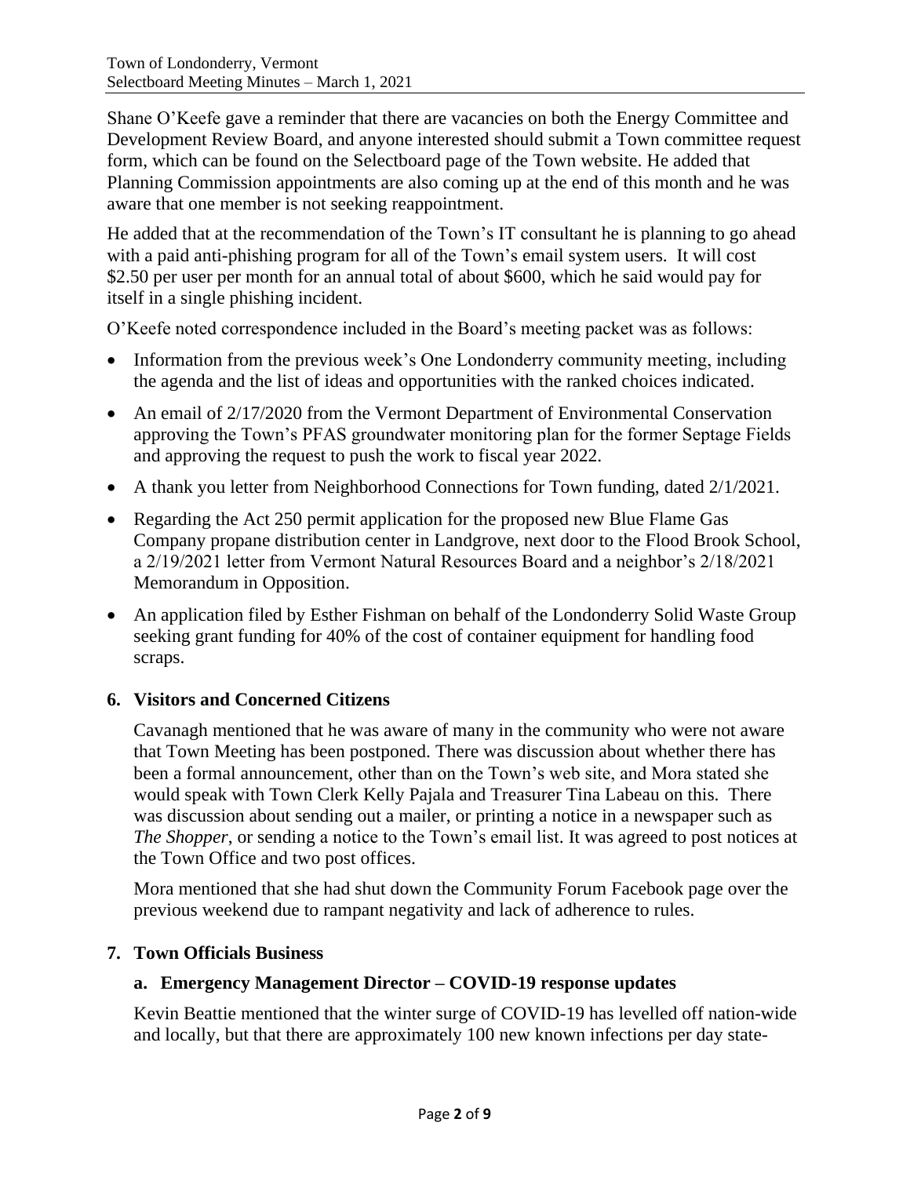Shane O'Keefe gave a reminder that there are vacancies on both the Energy Committee and Development Review Board, and anyone interested should submit a Town committee request form, which can be found on the Selectboard page of the Town website. He added that Planning Commission appointments are also coming up at the end of this month and he was aware that one member is not seeking reappointment.

He added that at the recommendation of the Town's IT consultant he is planning to go ahead with a paid anti-phishing program for all of the Town's email system users. It will cost $2.50 per user per month for an annual total of about $600, which he said would pay for itself in a single phishing incident.

O'Keefe noted correspondence included in the Board's meeting packet was as follows:

- Information from the previous week's One Londonderry community meeting, including the agenda and the list of ideas and opportunities with the ranked choices indicated.
- An email of 2/17/2020 from the Vermont Department of Environmental Conservation approving the Town's PFAS groundwater monitoring plan for the former Septage Fields and approving the request to push the work to fiscal year 2022.
- A thank you letter from Neighborhood Connections for Town funding, dated 2/1/2021.
- Regarding the Act 250 permit application for the proposed new Blue Flame Gas Company propane distribution center in Landgrove, next door to the Flood Brook School, a 2/19/2021 letter from Vermont Natural Resources Board and a neighbor's 2/18/2021 Memorandum in Opposition.
- An application filed by Esther Fishman on behalf of the Londonderry Solid Waste Group seeking grant funding for 40% of the cost of container equipment for handling food scraps.

## 6. Visitors and Concerned Citizens

Cavanagh mentioned that he was aware of many in the community who were not aware that Town Meeting has been postponed. There was discussion about whether there has been a formal announcement, other than on the Town's web site, and Mora stated she would speak with Town Clerk Kelly Pajala and Treasurer Tina Labeau on this. There was discussion about sending out a mailer, or printing a notice in a newspaper such as *The Shopper*, or sending a notice to the Town's email list. It was agreed to post notices at the Town Office and two post offices.

Mora mentioned that she had shut down the Community Forum Facebook page over the previous weekend due to rampant negativity and lack of adherence to rules.

## 7. Town Officials Business

### a. Emergency Management Director – COVID-19 response updates

Kevin Beattie mentioned that the winter surge of COVID-19 has levelled off nation-wide and locally, but that there are approximately 100 new known infections per day state-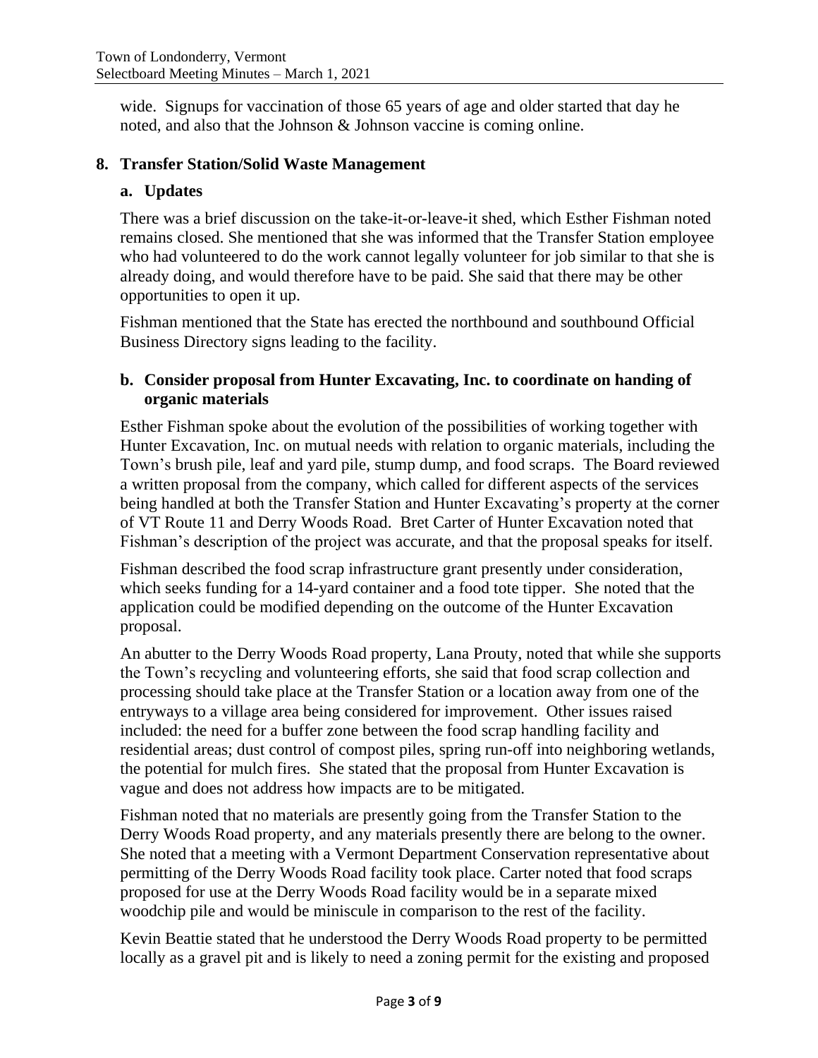wide. Signups for vaccination of those 65 years of age and older started that day he noted, and also that the Johnson & Johnson vaccine is coming online.

## 8. Transfer Station/Solid Waste Management

### a. Updates

There was a brief discussion on the take-it-or-leave-it shed, which Esther Fishman noted remains closed. She mentioned that she was informed that the Transfer Station employee who had volunteered to do the work cannot legally volunteer for job similar to that she is already doing, and would therefore have to be paid. She said that there may be other opportunities to open it up.

Fishman mentioned that the State has erected the northbound and southbound Official Business Directory signs leading to the facility.

### b. Consider proposal from Hunter Excavating, Inc. to coordinate on handing of organic materials

Esther Fishman spoke about the evolution of the possibilities of working together with Hunter Excavation, Inc. on mutual needs with relation to organic materials, including the Town's brush pile, leaf and yard pile, stump dump, and food scraps. The Board reviewed a written proposal from the company, which called for different aspects of the services being handled at both the Transfer Station and Hunter Excavating's property at the corner of VT Route 11 and Derry Woods Road. Bret Carter of Hunter Excavation noted that Fishman's description of the project was accurate, and that the proposal speaks for itself.

Fishman described the food scrap infrastructure grant presently under consideration, which seeks funding for a 14-yard container and a food tote tipper. She noted that the application could be modified depending on the outcome of the Hunter Excavation proposal.

An abutter to the Derry Woods Road property, Lana Prouty, noted that while she supports the Town's recycling and volunteering efforts, she said that food scrap collection and processing should take place at the Transfer Station or a location away from one of the entryways to a village area being considered for improvement. Other issues raised included: the need for a buffer zone between the food scrap handling facility and residential areas; dust control of compost piles, spring run-off into neighboring wetlands, the potential for mulch fires. She stated that the proposal from Hunter Excavation is vague and does not address how impacts are to be mitigated.

Fishman noted that no materials are presently going from the Transfer Station to the Derry Woods Road property, and any materials presently there are belong to the owner. She noted that a meeting with a Vermont Department Conservation representative about permitting of the Derry Woods Road facility took place. Carter noted that food scraps proposed for use at the Derry Woods Road facility would be in a separate mixed woodchip pile and would be miniscule in comparison to the rest of the facility.

Kevin Beattie stated that he understood the Derry Woods Road property to be permitted locally as a gravel pit and is likely to need a zoning permit for the existing and proposed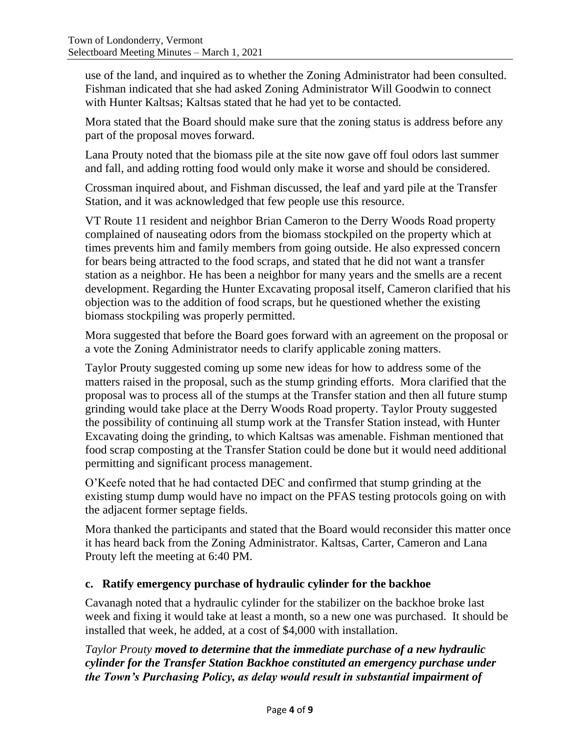use of the land, and inquired as to whether the Zoning Administrator had been consulted. Fishman indicated that she had asked Zoning Administrator Will Goodwin to connect with Hunter Kaltsas; Kaltsas stated that he had yet to be contacted.

Mora stated that the Board should make sure that the zoning status is address before any part of the proposal moves forward.

Lana Prouty noted that the biomass pile at the site now gave off foul odors last summer and fall, and adding rotting food would only make it worse and should be considered.

Crossman inquired about, and Fishman discussed, the leaf and yard pile at the Transfer Station, and it was acknowledged that few people use this resource.

VT Route 11 resident and neighbor Brian Cameron to the Derry Woods Road property complained of nauseating odors from the biomass stockpiled on the property which at times prevents him and family members from going outside. He also expressed concern for bears being attracted to the food scraps, and stated that he did not want a transfer station as a neighbor. He has been a neighbor for many years and the smells are a recent development. Regarding the Hunter Excavating proposal itself, Cameron clarified that his objection was to the addition of food scraps, but he questioned whether the existing biomass stockpiling was properly permitted.

Mora suggested that before the Board goes forward with an agreement on the proposal or a vote the Zoning Administrator needs to clarify applicable zoning matters.

Taylor Prouty suggested coming up some new ideas for how to address some of the matters raised in the proposal, such as the stump grinding efforts. Mora clarified that the proposal was to process all of the stumps at the Transfer station and then all future stump grinding would take place at the Derry Woods Road property. Taylor Prouty suggested the possibility of continuing all stump work at the Transfer Station instead, with Hunter Excavating doing the grinding, to which Kaltsas was amenable. Fishman mentioned that food scrap composting at the Transfer Station could be done but it would need additional permitting and significant process management.

O'Keefe noted that he had contacted DEC and confirmed that stump grinding at the existing stump dump would have no impact on the PFAS testing protocols going on with the adjacent former septage fields.

Mora thanked the participants and stated that the Board would reconsider this matter once it has heard back from the Zoning Administrator. Kaltsas, Carter, Cameron and Lana Prouty left the meeting at 6:40 PM.

### c. Ratify emergency purchase of hydraulic cylinder for the backhoe

Cavanagh noted that a hydraulic cylinder for the stabilizer on the backhoe broke last week and fixing it would take at least a month, so a new one was purchased. It should be installed that week, he added, at a cost of $4,000 with installation.

*Taylor Prouty* ***moved to determine that the immediate purchase of a new hydraulic cylinder for the Transfer Station Backhoe constituted an emergency purchase under the Town's Purchasing Policy, as delay would result in substantial impairment of***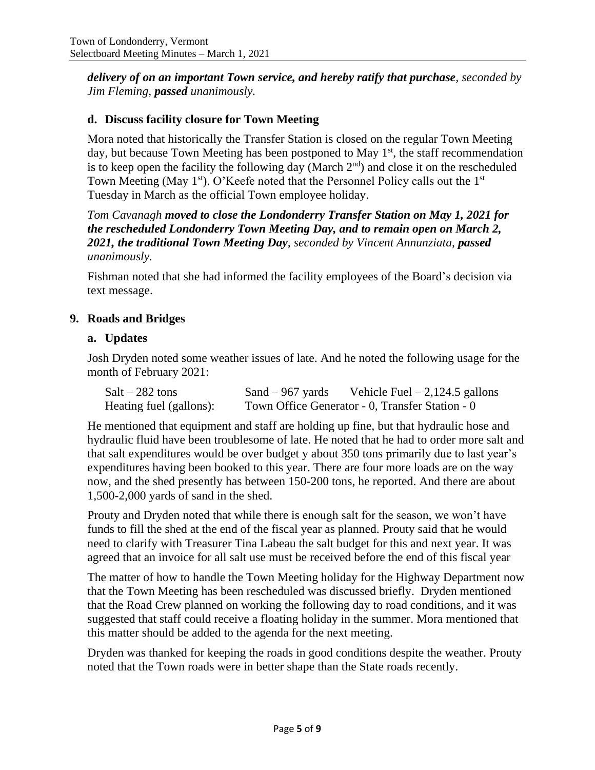***delivery of on an important Town service, and hereby ratify that purchase**, seconded by Jim Fleming, **passed** unanimously.*

### d. Discuss facility closure for Town Meeting

Mora noted that historically the Transfer Station is closed on the regular Town Meeting day, but because Town Meeting has been postponed to May 1st, the staff recommendation is to keep open the facility the following day (March 2nd) and close it on the rescheduled Town Meeting (May 1st). O'Keefe noted that the Personnel Policy calls out the 1st Tuesday in March as the official Town employee holiday.

*Tom Cavanagh **moved to close the Londonderry Transfer Station on May 1, 2021 for the rescheduled Londonderry Town Meeting Day, and to remain open on March 2, 2021, the traditional Town Meeting Day**, seconded by Vincent Annunziata, **passed** unanimously.*

Fishman noted that she had informed the facility employees of the Board's decision via text message.

## 9. Roads and Bridges

### a. Updates

Josh Dryden noted some weather issues of late. And he noted the following usage for the month of February 2021:

| | | |
|---|---|---|
| Salt – 282 tons | Sand – 967 yards | Vehicle Fuel – 2,124.5 gallons |
| Heating fuel (gallons): | Town Office Generator - 0, Transfer Station - 0 | |

He mentioned that equipment and staff are holding up fine, but that hydraulic hose and hydraulic fluid have been troublesome of late. He noted that he had to order more salt and that salt expenditures would be over budget y about 350 tons primarily due to last year's expenditures having been booked to this year. There are four more loads are on the way now, and the shed presently has between 150-200 tons, he reported. And there are about 1,500-2,000 yards of sand in the shed.

Prouty and Dryden noted that while there is enough salt for the season, we won't have funds to fill the shed at the end of the fiscal year as planned. Prouty said that he would need to clarify with Treasurer Tina Labeau the salt budget for this and next year. It was agreed that an invoice for all salt use must be received before the end of this fiscal year

The matter of how to handle the Town Meeting holiday for the Highway Department now that the Town Meeting has been rescheduled was discussed briefly. Dryden mentioned that the Road Crew planned on working the following day to road conditions, and it was suggested that staff could receive a floating holiday in the summer. Mora mentioned that this matter should be added to the agenda for the next meeting.

Dryden was thanked for keeping the roads in good conditions despite the weather. Prouty noted that the Town roads were in better shape than the State roads recently.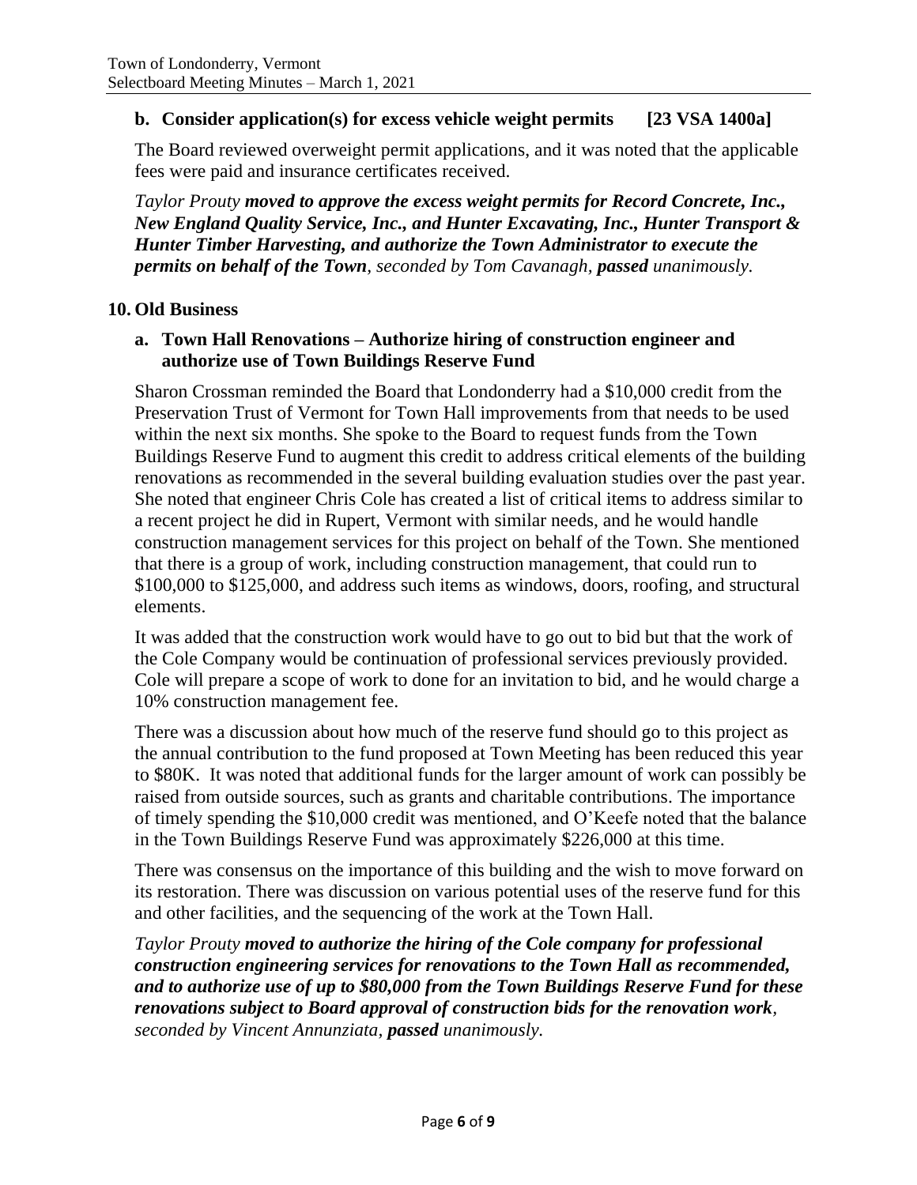### b. Consider application(s) for excess vehicle weight permits [23 VSA 1400a]

The Board reviewed overweight permit applications, and it was noted that the applicable fees were paid and insurance certificates received.

*Taylor Prouty **moved to approve the excess weight permits for Record Concrete, Inc., New England Quality Service, Inc., and Hunter Excavating, Inc., Hunter Transport & Hunter Timber Harvesting, and authorize the Town Administrator to execute the permits on behalf of the Town**, seconded by Tom Cavanagh, **passed** unanimously.*

## 10. Old Business

### a. Town Hall Renovations – Authorize hiring of construction engineer and authorize use of Town Buildings Reserve Fund

Sharon Crossman reminded the Board that Londonderry had a $10,000 credit from the Preservation Trust of Vermont for Town Hall improvements from that needs to be used within the next six months. She spoke to the Board to request funds from the Town Buildings Reserve Fund to augment this credit to address critical elements of the building renovations as recommended in the several building evaluation studies over the past year. She noted that engineer Chris Cole has created a list of critical items to address similar to a recent project he did in Rupert, Vermont with similar needs, and he would handle construction management services for this project on behalf of the Town. She mentioned that there is a group of work, including construction management, that could run to $100,000 to $125,000, and address such items as windows, doors, roofing, and structural elements.

It was added that the construction work would have to go out to bid but that the work of the Cole Company would be continuation of professional services previously provided. Cole will prepare a scope of work to done for an invitation to bid, and he would charge a 10% construction management fee.

There was a discussion about how much of the reserve fund should go to this project as the annual contribution to the fund proposed at Town Meeting has been reduced this year to $80K. It was noted that additional funds for the larger amount of work can possibly be raised from outside sources, such as grants and charitable contributions. The importance of timely spending the $10,000 credit was mentioned, and O'Keefe noted that the balance in the Town Buildings Reserve Fund was approximately $226,000 at this time.

There was consensus on the importance of this building and the wish to move forward on its restoration. There was discussion on various potential uses of the reserve fund for this and other facilities, and the sequencing of the work at the Town Hall.

*Taylor Prouty **moved to authorize the hiring of the Cole company for professional construction engineering services for renovations to the Town Hall as recommended, and to authorize use of up to $80,000 from the Town Buildings Reserve Fund for these renovations subject to Board approval of construction bids for the renovation work**, seconded by Vincent Annunziata, **passed** unanimously.*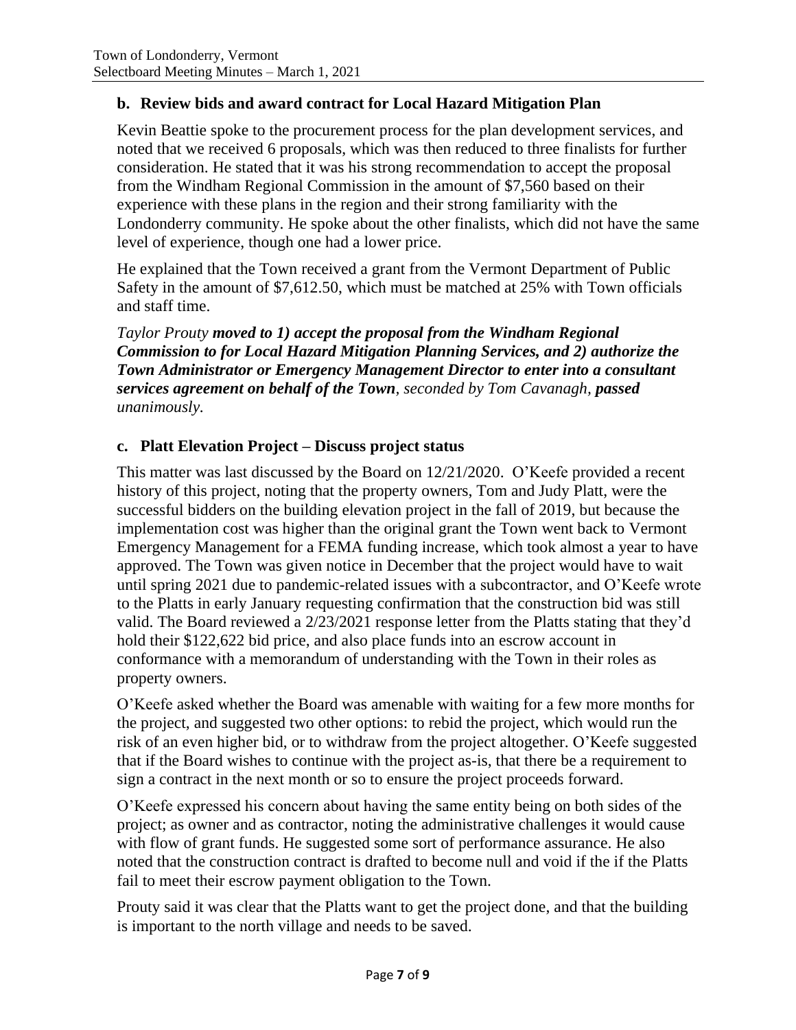### b. Review bids and award contract for Local Hazard Mitigation Plan

Kevin Beattie spoke to the procurement process for the plan development services, and noted that we received 6 proposals, which was then reduced to three finalists for further consideration. He stated that it was his strong recommendation to accept the proposal from the Windham Regional Commission in the amount of $7,560 based on their experience with these plans in the region and their strong familiarity with the Londonderry community. He spoke about the other finalists, which did not have the same level of experience, though one had a lower price.

He explained that the Town received a grant from the Vermont Department of Public Safety in the amount of $7,612.50, which must be matched at 25% with Town officials and staff time.

*Taylor Prouty* ***moved to 1) accept the proposal from the Windham Regional Commission to for Local Hazard Mitigation Planning Services, and 2) authorize the Town Administrator or Emergency Management Director to enter into a consultant services agreement on behalf of the Town****, seconded by Tom Cavanagh,* ***passed*** *unanimously.*

### c. Platt Elevation Project – Discuss project status

This matter was last discussed by the Board on 12/21/2020. O'Keefe provided a recent history of this project, noting that the property owners, Tom and Judy Platt, were the successful bidders on the building elevation project in the fall of 2019, but because the implementation cost was higher than the original grant the Town went back to Vermont Emergency Management for a FEMA funding increase, which took almost a year to have approved. The Town was given notice in December that the project would have to wait until spring 2021 due to pandemic-related issues with a subcontractor, and O'Keefe wrote to the Platts in early January requesting confirmation that the construction bid was still valid. The Board reviewed a 2/23/2021 response letter from the Platts stating that they'd hold their $122,622 bid price, and also place funds into an escrow account in conformance with a memorandum of understanding with the Town in their roles as property owners.

O'Keefe asked whether the Board was amenable with waiting for a few more months for the project, and suggested two other options: to rebid the project, which would run the risk of an even higher bid, or to withdraw from the project altogether. O'Keefe suggested that if the Board wishes to continue with the project as-is, that there be a requirement to sign a contract in the next month or so to ensure the project proceeds forward.

O'Keefe expressed his concern about having the same entity being on both sides of the project; as owner and as contractor, noting the administrative challenges it would cause with flow of grant funds. He suggested some sort of performance assurance. He also noted that the construction contract is drafted to become null and void if the if the Platts fail to meet their escrow payment obligation to the Town.

Prouty said it was clear that the Platts want to get the project done, and that the building is important to the north village and needs to be saved.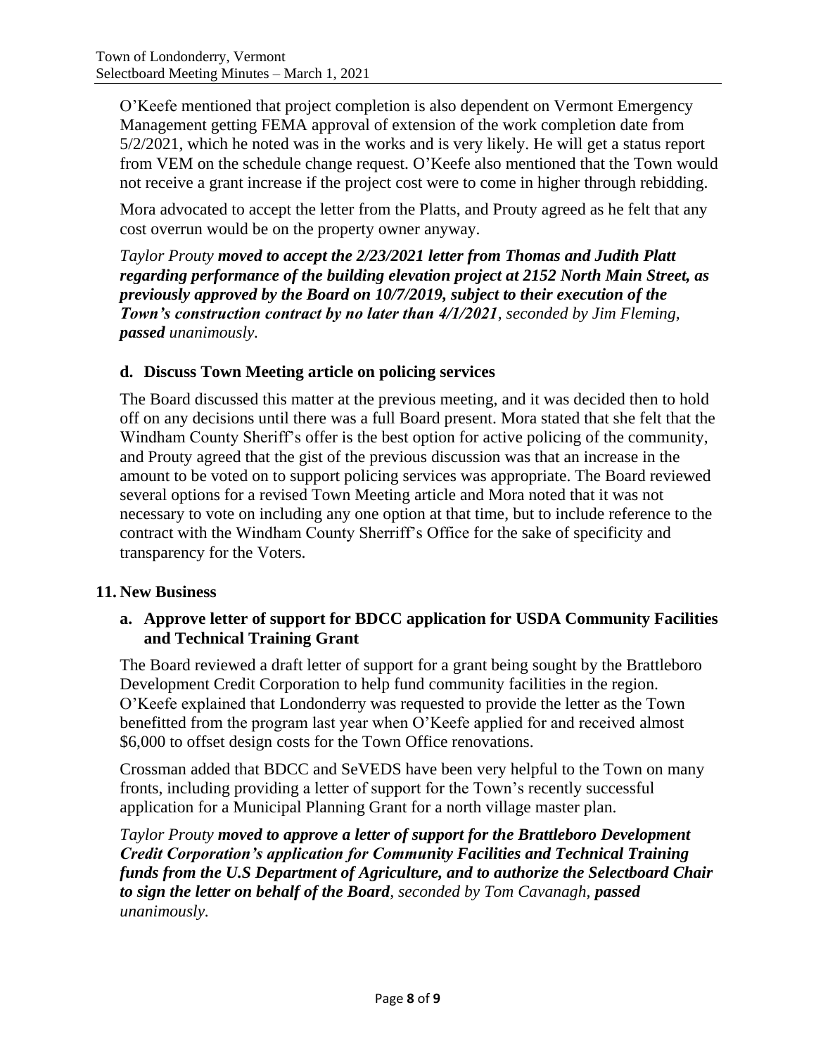O'Keefe mentioned that project completion is also dependent on Vermont Emergency Management getting FEMA approval of extension of the work completion date from 5/2/2021, which he noted was in the works and is very likely. He will get a status report from VEM on the schedule change request. O'Keefe also mentioned that the Town would not receive a grant increase if the project cost were to come in higher through rebidding.

Mora advocated to accept the letter from the Platts, and Prouty agreed as he felt that any cost overrun would be on the property owner anyway.

*Taylor Prouty **moved to accept the 2/23/2021 letter from Thomas and Judith Platt regarding performance of the building elevation project at 2152 North Main Street, as previously approved by the Board on 10/7/2019, subject to their execution of the Town's construction contract by no later than 4/1/2021**, seconded by Jim Fleming, **passed** unanimously.*

### d. Discuss Town Meeting article on policing services

The Board discussed this matter at the previous meeting, and it was decided then to hold off on any decisions until there was a full Board present. Mora stated that she felt that the Windham County Sheriff's offer is the best option for active policing of the community, and Prouty agreed that the gist of the previous discussion was that an increase in the amount to be voted on to support policing services was appropriate. The Board reviewed several options for a revised Town Meeting article and Mora noted that it was not necessary to vote on including any one option at that time, but to include reference to the contract with the Windham County Sherriff's Office for the sake of specificity and transparency for the Voters.

## 11. New Business

### a. Approve letter of support for BDCC application for USDA Community Facilities and Technical Training Grant

The Board reviewed a draft letter of support for a grant being sought by the Brattleboro Development Credit Corporation to help fund community facilities in the region. O'Keefe explained that Londonderry was requested to provide the letter as the Town benefitted from the program last year when O'Keefe applied for and received almost $6,000 to offset design costs for the Town Office renovations.

Crossman added that BDCC and SeVEDS have been very helpful to the Town on many fronts, including providing a letter of support for the Town's recently successful application for a Municipal Planning Grant for a north village master plan.

*Taylor Prouty **moved to approve a letter of support for the Brattleboro Development Credit Corporation's application for Community Facilities and Technical Training funds from the U.S Department of Agriculture, and to authorize the Selectboard Chair to sign the letter on behalf of the Board**, seconded by Tom Cavanagh, **passed** unanimously.*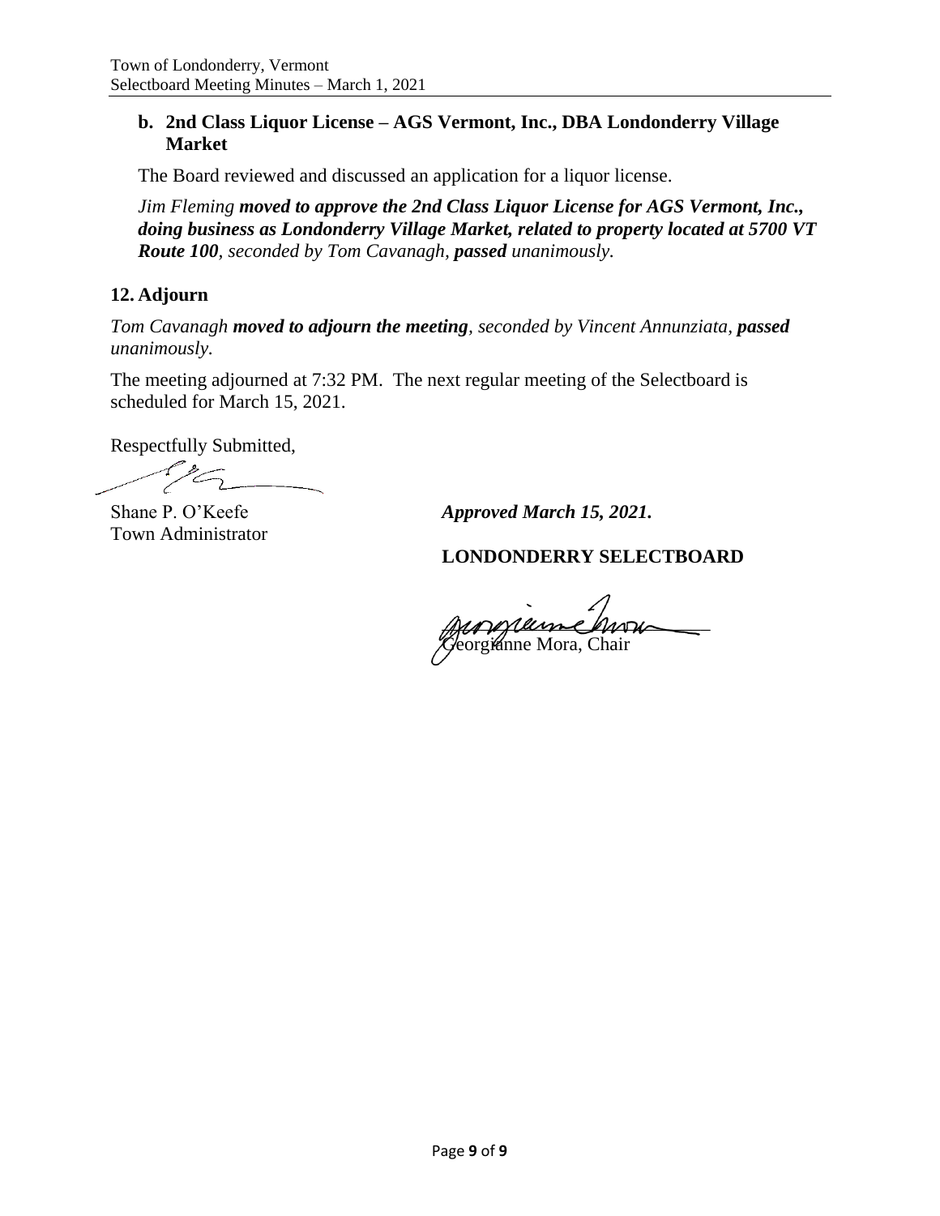### b. 2nd Class Liquor License – AGS Vermont, Inc., DBA Londonderry Village Market

The Board reviewed and discussed an application for a liquor license.

*Jim Fleming **moved to approve the 2nd Class Liquor License for AGS Vermont, Inc., doing business as Londonderry Village Market, related to property located at 5700 VT Route 100**, seconded by Tom Cavanagh, **passed** unanimously.*

## 12. Adjourn

*Tom Cavanagh **moved to adjourn the meeting**, seconded by Vincent Annunziata, **passed** unanimously.*

The meeting adjourned at 7:32 PM. The next regular meeting of the Selectboard is scheduled for March 15, 2021.

Respectfully Submitted,

Shane P. O'Keefe
Town Administrator

***Approved March 15, 2021.***

**LONDONDERRY SELECTBOARD**

Georgianne Mora, Chair